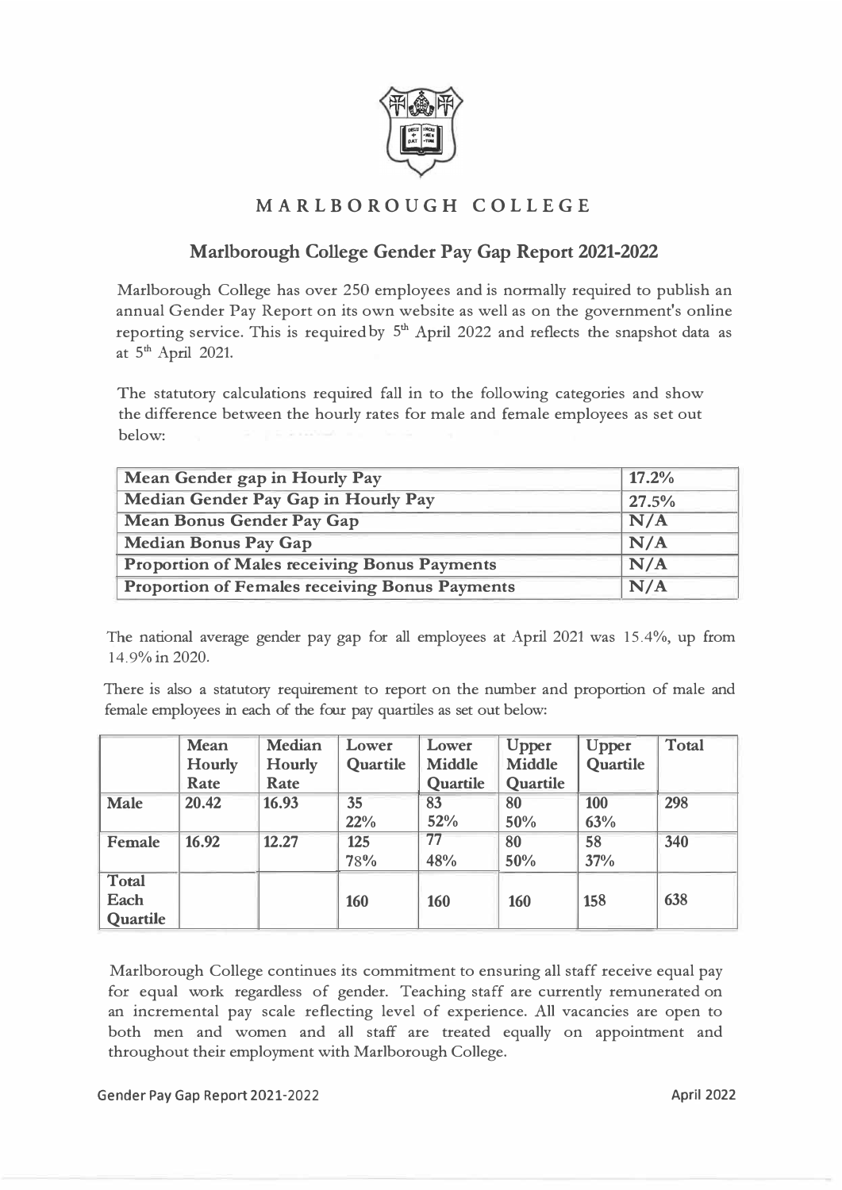# MARLBOROUGH COLLEGE

## Marlborough College Gender Pay Gap Report 2021-2022

Marlborough College has over 250 employees and is normally required to publish an annual Gender Pay Report on its own website as well as on the government's online reporting service. This is required by 5th April 2022 and reflects the snapshot data as at 5th April 2021.

The statutory calculations required fall in to the following categories and show the difference between the hourly rates for male and female employees as set out below:

| | |
|---|---|
| **Mean Gender gap in Hourly Pay** | **17.2%** |
| **Median Gender Pay Gap in Hourly Pay** | **27.5%** |
| **Mean Bonus Gender Pay Gap** | **N/A** |
| **Median Bonus Pay Gap** | **N/A** |
| **Proportion of Males receiving Bonus Payments** | **N/A** |
| **Proportion of Females receiving Bonus Payments** | **N/A** |

The national average gender pay gap for all employees at April 2021 was 15.4%, up from 14.9% in 2020.

There is also a statutory requirement to report on the number and proportion of male and female employees in each of the four pay quartiles as set out below:

| | Mean Hourly Rate | Median Hourly Rate | Lower Quartile | Lower Middle Quartile | Upper Middle Quartile | Upper Quartile | Total |
|---|---|---|---|---|---|---|---|
| **Male** | **20.42** | **16.93** | **35** **22%** | **83** **52%** | **80** **50%** | **100** **63%** | **298** |
| **Female** | **16.92** | **12.27** | **125** **78%** | **77** **48%** | **80** **50%** | **58** **37%** | **340** |
| **Total Each Quartile** | | | **160** | **160** | **160** | **158** | **638** |

Marlborough College continues its commitment to ensuring all staff receive equal pay for equal work regardless of gender. Teaching staff are currently remunerated on an incremental pay scale reflecting level of experience. All vacancies are open to both men and women and all staff are treated equally on appointment and throughout their employment with Marlborough College.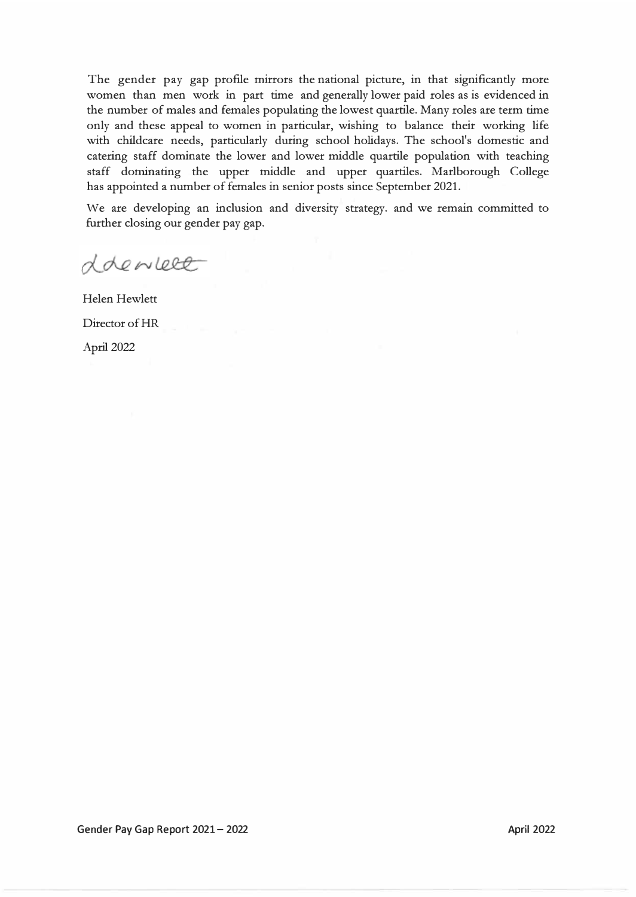The gender pay gap profile mirrors the national picture, in that significantly more women than men work in part time and generally lower paid roles as is evidenced in the number of males and females populating the lowest quartile. Many roles are term time only and these appeal to women in particular, wishing to balance their working life with childcare needs, particularly during school holidays. The school's domestic and catering staff dominate the lower and lower middle quartile population with teaching staff dominating the upper middle and upper quartiles. Marlborough College has appointed a number of females in senior posts since September 2021.

We are developing an inclusion and diversity strategy. and we remain committed to further closing our gender pay gap.

Helen Hewlett

Director of HR

April 2022